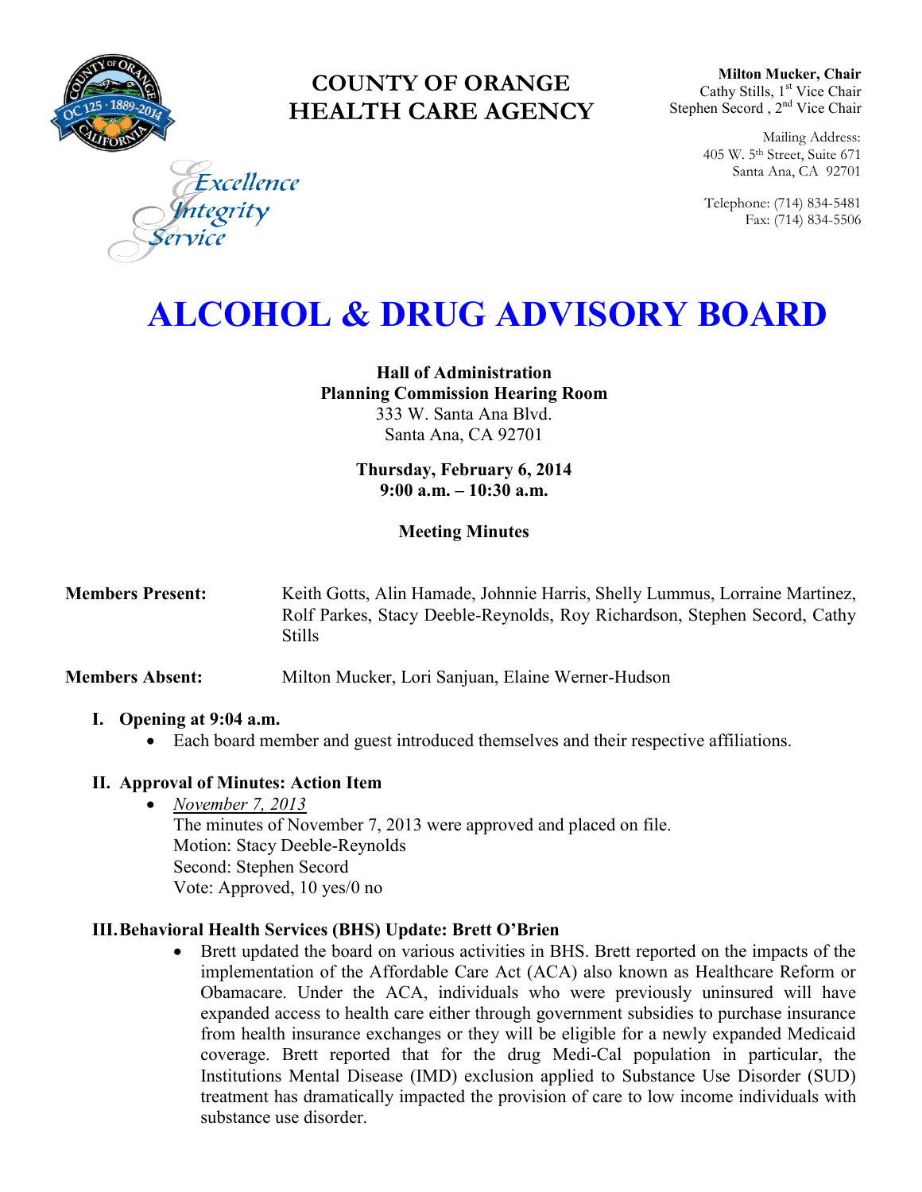**COUNTY OF ORANGE**
**HEALTH CARE AGENCY**

*Excellence*
*Integrity*
*Service*

**Milton Mucker, Chair**
Cathy Stills, 1st Vice Chair
Stephen Secord , 2nd Vice Chair

Mailing Address:
405 W. 5th Street, Suite 671
Santa Ana, CA 92701

Telephone: (714) 834-5481
Fax: (714) 834-5506

# ALCOHOL & DRUG ADVISORY BOARD

**Hall of Administration**
**Planning Commission Hearing Room**
333 W. Santa Ana Blvd.
Santa Ana, CA 92701

**Thursday, February 6, 2014**
**9:00 a.m. – 10:30 a.m.**

**Meeting Minutes**

**Members Present:** Keith Gotts, Alin Hamade, Johnnie Harris, Shelly Lummus, Lorraine Martinez, Rolf Parkes, Stacy Deeble-Reynolds, Roy Richardson, Stephen Secord, Cathy Stills

**Members Absent:** Milton Mucker, Lori Sanjuan, Elaine Werner-Hudson

## I. Opening at 9:04 a.m.

- Each board member and guest introduced themselves and their respective affiliations.

## II. Approval of Minutes: Action Item

- *November 7, 2013*
  The minutes of November 7, 2013 were approved and placed on file.
  Motion: Stacy Deeble-Reynolds
  Second: Stephen Secord
  Vote: Approved, 10 yes/0 no

## III. Behavioral Health Services (BHS) Update: Brett O'Brien

- Brett updated the board on various activities in BHS. Brett reported on the impacts of the implementation of the Affordable Care Act (ACA) also known as Healthcare Reform or Obamacare. Under the ACA, individuals who were previously uninsured will have expanded access to health care either through government subsidies to purchase insurance from health insurance exchanges or they will be eligible for a newly expanded Medicaid coverage. Brett reported that for the drug Medi-Cal population in particular, the Institutions Mental Disease (IMD) exclusion applied to Substance Use Disorder (SUD) treatment has dramatically impacted the provision of care to low income individuals with substance use disorder.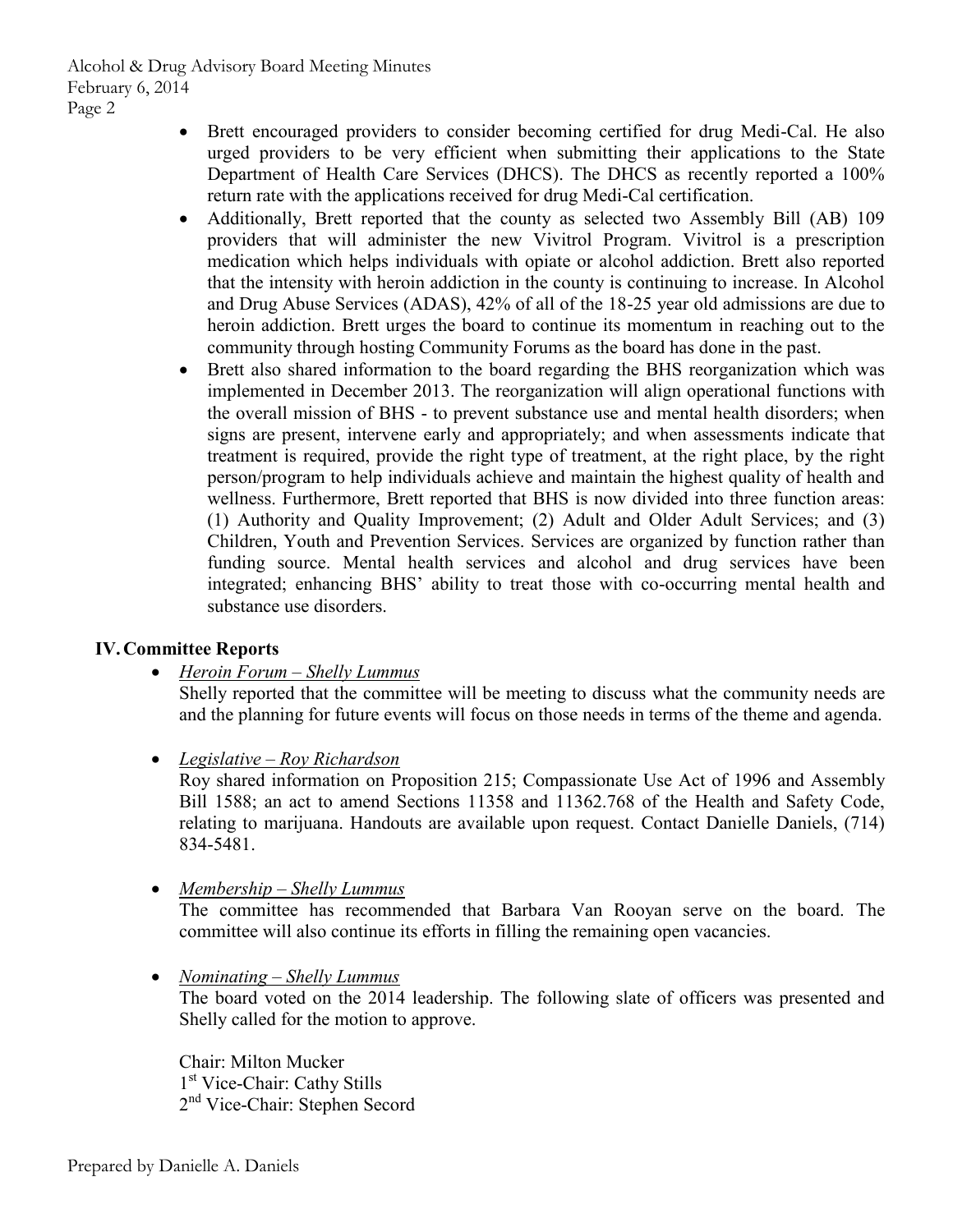- Brett encouraged providers to consider becoming certified for drug Medi-Cal. He also urged providers to be very efficient when submitting their applications to the State Department of Health Care Services (DHCS). The DHCS as recently reported a 100% return rate with the applications received for drug Medi-Cal certification.
- Additionally, Brett reported that the county as selected two Assembly Bill (AB) 109 providers that will administer the new Vivitrol Program. Vivitrol is a prescription medication which helps individuals with opiate or alcohol addiction. Brett also reported that the intensity with heroin addiction in the county is continuing to increase. In Alcohol and Drug Abuse Services (ADAS), 42% of all of the 18-25 year old admissions are due to heroin addiction. Brett urges the board to continue its momentum in reaching out to the community through hosting Community Forums as the board has done in the past.
- Brett also shared information to the board regarding the BHS reorganization which was implemented in December 2013. The reorganization will align operational functions with the overall mission of BHS - to prevent substance use and mental health disorders; when signs are present, intervene early and appropriately; and when assessments indicate that treatment is required, provide the right type of treatment, at the right place, by the right person/program to help individuals achieve and maintain the highest quality of health and wellness. Furthermore, Brett reported that BHS is now divided into three function areas: (1) Authority and Quality Improvement; (2) Adult and Older Adult Services; and (3) Children, Youth and Prevention Services. Services are organized by function rather than funding source. Mental health services and alcohol and drug services have been integrated; enhancing BHS' ability to treat those with co-occurring mental health and substance use disorders.

## IV. Committee Reports

- *Heroin Forum – Shelly Lummus*

  Shelly reported that the committee will be meeting to discuss what the community needs are and the planning for future events will focus on those needs in terms of the theme and agenda.

- *Legislative – Roy Richardson*

  Roy shared information on Proposition 215; Compassionate Use Act of 1996 and Assembly Bill 1588; an act to amend Sections 11358 and 11362.768 of the Health and Safety Code, relating to marijuana. Handouts are available upon request. Contact Danielle Daniels, (714) 834-5481.

- *Membership – Shelly Lummus*

  The committee has recommended that Barbara Van Rooyan serve on the board. The committee will also continue its efforts in filling the remaining open vacancies.

- *Nominating – Shelly Lummus*

  The board voted on the 2014 leadership. The following slate of officers was presented and Shelly called for the motion to approve.

  Chair: Milton Mucker
  1st Vice-Chair: Cathy Stills
  2nd Vice-Chair: Stephen Secord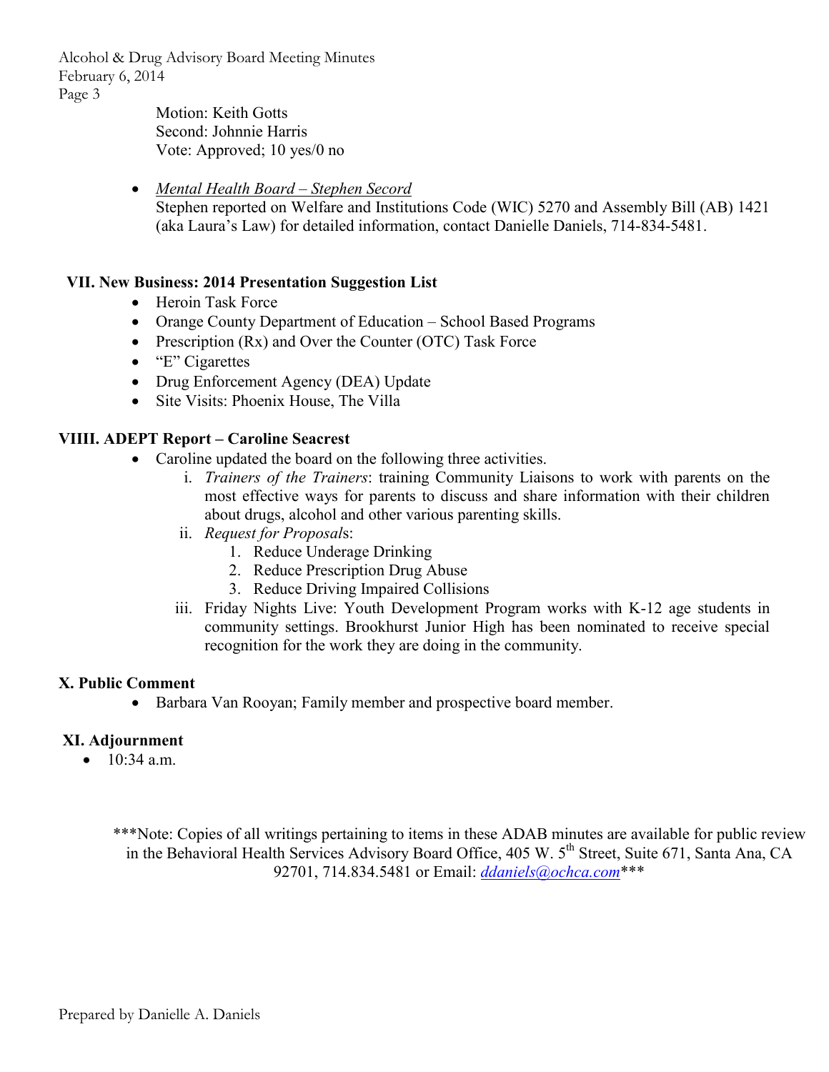Motion: Keith Gotts
Second: Johnnie Harris
Vote: Approved; 10 yes/0 no

- *Mental Health Board – Stephen Secord*
  Stephen reported on Welfare and Institutions Code (WIC) 5270 and Assembly Bill (AB) 1421 (aka Laura's Law) for detailed information, contact Danielle Daniels, 714-834-5481.

## VII. New Business: 2014 Presentation Suggestion List

- Heroin Task Force
- Orange County Department of Education – School Based Programs
- Prescription (Rx) and Over the Counter (OTC) Task Force
- "E" Cigarettes
- Drug Enforcement Agency (DEA) Update
- Site Visits: Phoenix House, The Villa

## VIIII. ADEPT Report – Caroline Seacrest

- Caroline updated the board on the following three activities.
  - i. *Trainers of the Trainers*: training Community Liaisons to work with parents on the most effective ways for parents to discuss and share information with their children about drugs, alcohol and other various parenting skills.
  - ii. *Request for Proposal*s:
    1. Reduce Underage Drinking
    2. Reduce Prescription Drug Abuse
    3. Reduce Driving Impaired Collisions
  - iii. Friday Nights Live: Youth Development Program works with K-12 age students in community settings. Brookhurst Junior High has been nominated to receive special recognition for the work they are doing in the community.

## X. Public Comment

- Barbara Van Rooyan; Family member and prospective board member.

## XI. Adjournment

- 10:34 a.m.

***Note: Copies of all writings pertaining to items in these ADAB minutes are available for public review in the Behavioral Health Services Advisory Board Office, 405 W. 5th Street, Suite 671, Santa Ana, CA 92701, 714.834.5481 or Email: *ddaniels@ochca.com****

Prepared by Danielle A. Daniels